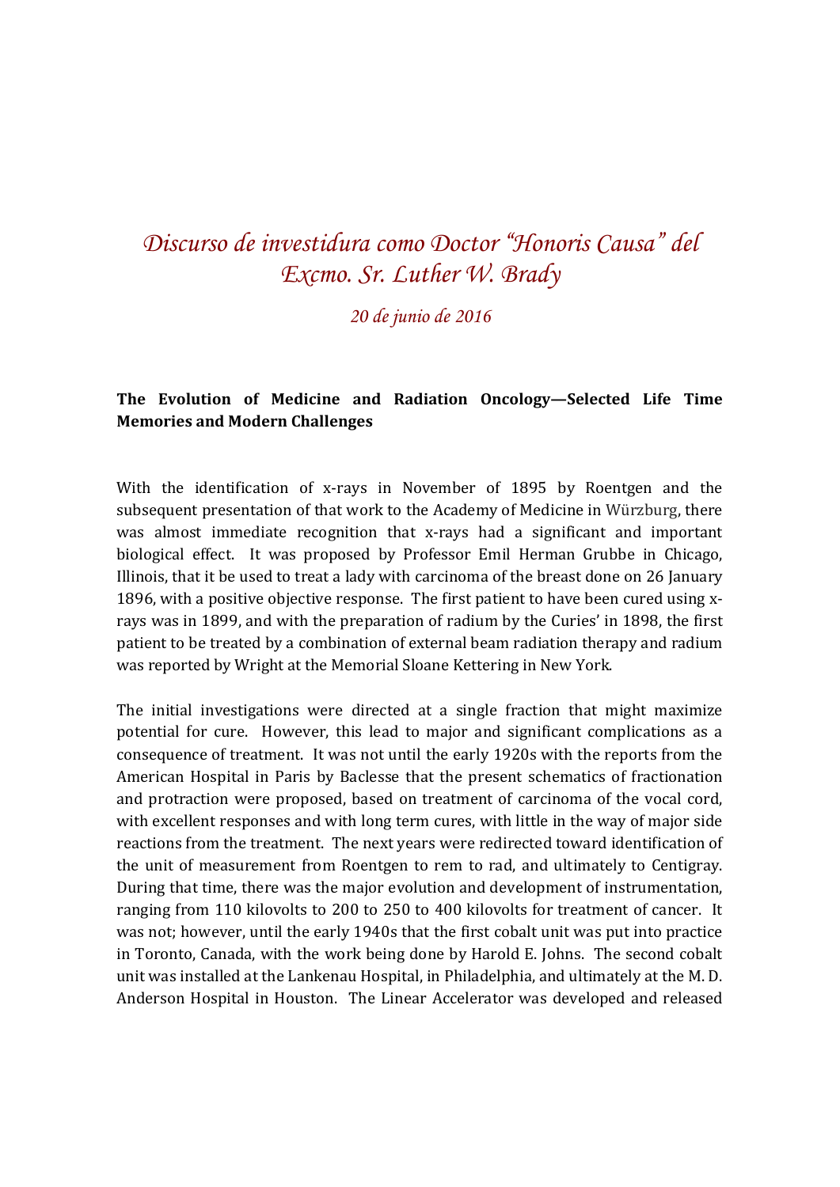# *Discurso de investidura como Doctor "Honoris Causa" del Excmo. Sr. Luther W. Brady*

*20 de junio de 2016*

**The Evolution of Medicine and Radiation Oncology—Selected Life Time Memories and Modern Challenges**

With the identification of x-rays in November of 1895 by Roentgen and the subsequent presentation of that work to the Academy of Medicine in Würzburg, there was almost immediate recognition that x-rays had a significant and important biological effect. It was proposed by Professor Emil Herman Grubbe in Chicago, Illinois, that it be used to treat a lady with carcinoma of the breast done on 26 January 1896, with a positive objective response. The first patient to have been cured using x-rays was in 1899, and with the preparation of radium by the Curies' in 1898, the first patient to be treated by a combination of external beam radiation therapy and radium was reported by Wright at the Memorial Sloane Kettering in New York.

The initial investigations were directed at a single fraction that might maximize potential for cure. However, this lead to major and significant complications as a consequence of treatment. It was not until the early 1920s with the reports from the American Hospital in Paris by Baclesse that the present schematics of fractionation and protraction were proposed, based on treatment of carcinoma of the vocal cord, with excellent responses and with long term cures, with little in the way of major side reactions from the treatment. The next years were redirected toward identification of the unit of measurement from Roentgen to rem to rad, and ultimately to Centigray. During that time, there was the major evolution and development of instrumentation, ranging from 110 kilovolts to 200 to 250 to 400 kilovolts for treatment of cancer. It was not; however, until the early 1940s that the first cobalt unit was put into practice in Toronto, Canada, with the work being done by Harold E. Johns. The second cobalt unit was installed at the Lankenau Hospital, in Philadelphia, and ultimately at the M. D. Anderson Hospital in Houston. The Linear Accelerator was developed and released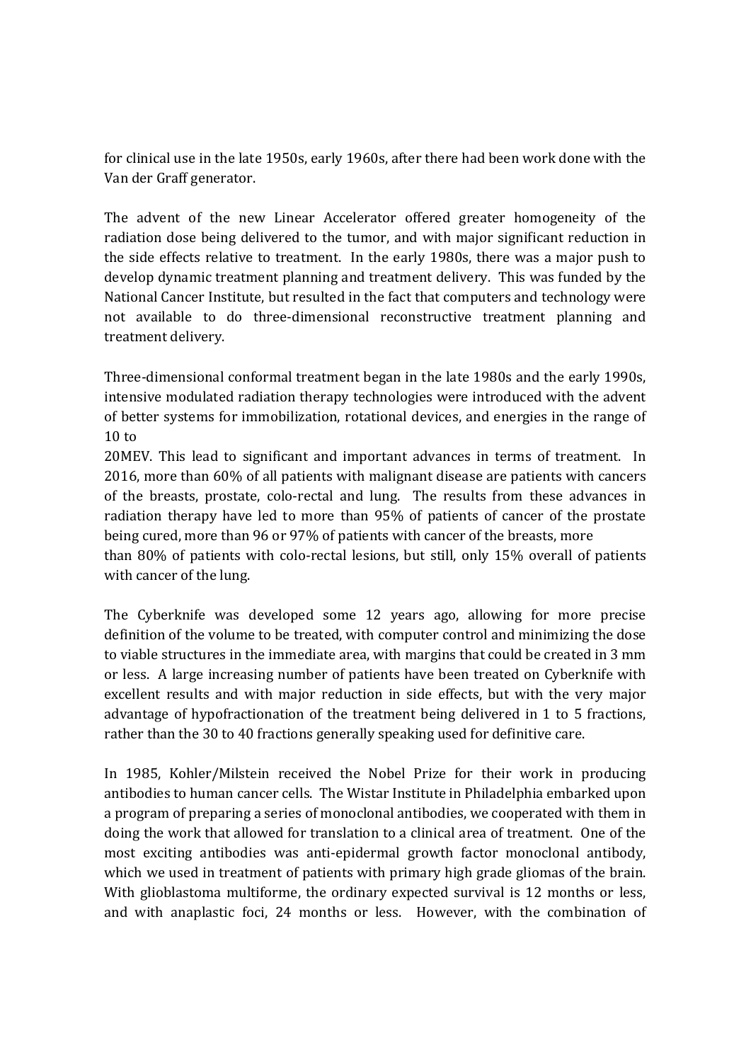for clinical use in the late 1950s, early 1960s, after there had been work done with the Van der Graff generator.

The advent of the new Linear Accelerator offered greater homogeneity of the radiation dose being delivered to the tumor, and with major significant reduction in the side effects relative to treatment. In the early 1980s, there was a major push to develop dynamic treatment planning and treatment delivery. This was funded by the National Cancer Institute, but resulted in the fact that computers and technology were not available to do three-dimensional reconstructive treatment planning and treatment delivery.

Three-dimensional conformal treatment began in the late 1980s and the early 1990s, intensive modulated radiation therapy technologies were introduced with the advent of better systems for immobilization, rotational devices, and energies in the range of 10 to
20MEV. This lead to significant and important advances in terms of treatment. In 2016, more than 60% of all patients with malignant disease are patients with cancers of the breasts, prostate, colo-rectal and lung. The results from these advances in radiation therapy have led to more than 95% of patients of cancer of the prostate being cured, more than 96 or 97% of patients with cancer of the breasts, more
than 80% of patients with colo-rectal lesions, but still, only 15% overall of patients with cancer of the lung.

The Cyberknife was developed some 12 years ago, allowing for more precise definition of the volume to be treated, with computer control and minimizing the dose to viable structures in the immediate area, with margins that could be created in 3 mm or less. A large increasing number of patients have been treated on Cyberknife with excellent results and with major reduction in side effects, but with the very major advantage of hypofractionation of the treatment being delivered in 1 to 5 fractions, rather than the 30 to 40 fractions generally speaking used for definitive care.

In 1985, Kohler/Milstein received the Nobel Prize for their work in producing antibodies to human cancer cells. The Wistar Institute in Philadelphia embarked upon a program of preparing a series of monoclonal antibodies, we cooperated with them in doing the work that allowed for translation to a clinical area of treatment. One of the most exciting antibodies was anti-epidermal growth factor monoclonal antibody, which we used in treatment of patients with primary high grade gliomas of the brain. With glioblastoma multiforme, the ordinary expected survival is 12 months or less, and with anaplastic foci, 24 months or less. However, with the combination of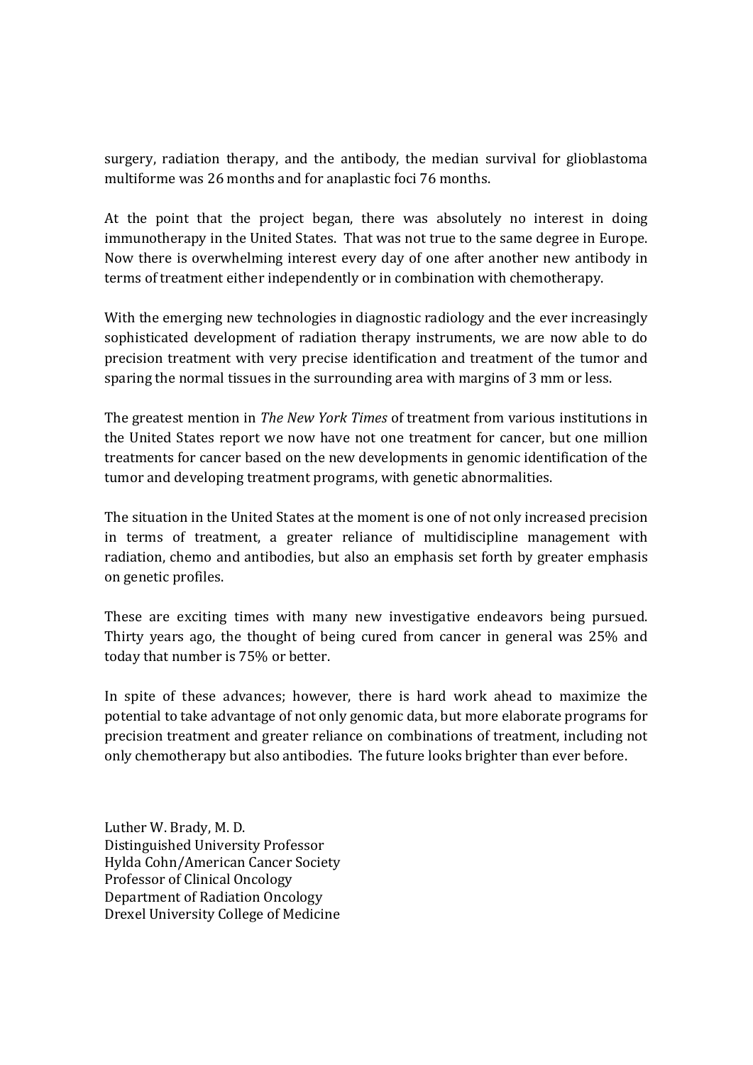surgery, radiation therapy, and the antibody, the median survival for glioblastoma multiforme was 26 months and for anaplastic foci 76 months.

At the point that the project began, there was absolutely no interest in doing immunotherapy in the United States. That was not true to the same degree in Europe. Now there is overwhelming interest every day of one after another new antibody in terms of treatment either independently or in combination with chemotherapy.

With the emerging new technologies in diagnostic radiology and the ever increasingly sophisticated development of radiation therapy instruments, we are now able to do precision treatment with very precise identification and treatment of the tumor and sparing the normal tissues in the surrounding area with margins of 3 mm or less.

The greatest mention in *The New York Times* of treatment from various institutions in the United States report we now have not one treatment for cancer, but one million treatments for cancer based on the new developments in genomic identification of the tumor and developing treatment programs, with genetic abnormalities.

The situation in the United States at the moment is one of not only increased precision in terms of treatment, a greater reliance of multidiscipline management with radiation, chemo and antibodies, but also an emphasis set forth by greater emphasis on genetic profiles.

These are exciting times with many new investigative endeavors being pursued. Thirty years ago, the thought of being cured from cancer in general was 25% and today that number is 75% or better.

In spite of these advances; however, there is hard work ahead to maximize the potential to take advantage of not only genomic data, but more elaborate programs for precision treatment and greater reliance on combinations of treatment, including not only chemotherapy but also antibodies. The future looks brighter than ever before.

Luther W. Brady, M. D.
Distinguished University Professor
Hylda Cohn/American Cancer Society
Professor of Clinical Oncology
Department of Radiation Oncology
Drexel University College of Medicine